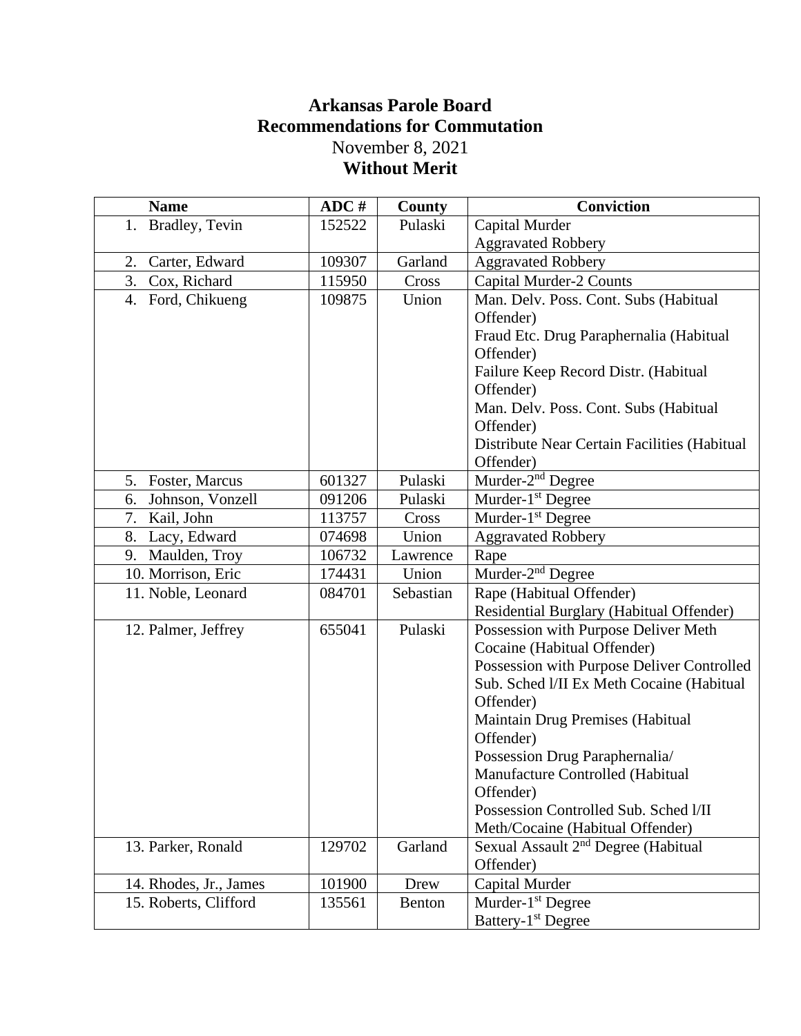# Arkansas Parole Board
## Recommendations for Commutation
November 8, 2021
**Without Merit**

| Name | ADC # | County | Conviction |
|---|---|---|---|
| 1. Bradley, Tevin | 152522 | Pulaski | Capital Murder<br>Aggravated Robbery |
| 2. Carter, Edward | 109307 | Garland | Aggravated Robbery |
| 3. Cox, Richard | 115950 | Cross | Capital Murder-2 Counts |
| 4. Ford, Chikueng | 109875 | Union | Man. Delv. Poss. Cont. Subs (Habitual Offender)<br>Fraud Etc. Drug Paraphernalia (Habitual Offender)<br>Failure Keep Record Distr. (Habitual Offender)<br>Man. Delv. Poss. Cont. Subs (Habitual Offender)<br>Distribute Near Certain Facilities (Habitual Offender) |
| 5. Foster, Marcus | 601327 | Pulaski | Murder-2nd Degree |
| 6. Johnson, Vonzell | 091206 | Pulaski | Murder-1st Degree |
| 7. Kail, John | 113757 | Cross | Murder-1st Degree |
| 8. Lacy, Edward | 074698 | Union | Aggravated Robbery |
| 9. Maulden, Troy | 106732 | Lawrence | Rape |
| 10. Morrison, Eric | 174431 | Union | Murder-2nd Degree |
| 11. Noble, Leonard | 084701 | Sebastian | Rape (Habitual Offender)<br>Residential Burglary (Habitual Offender) |
| 12. Palmer, Jeffrey | 655041 | Pulaski | Possession with Purpose Deliver Meth Cocaine (Habitual Offender)<br>Possession with Purpose Deliver Controlled Sub. Sched l/II Ex Meth Cocaine (Habitual Offender)<br>Maintain Drug Premises (Habitual Offender)<br>Possession Drug Paraphernalia/ Manufacture Controlled (Habitual Offender)<br>Possession Controlled Sub. Sched l/II Meth/Cocaine (Habitual Offender) |
| 13. Parker, Ronald | 129702 | Garland | Sexual Assault 2nd Degree (Habitual Offender) |
| 14. Rhodes, Jr., James | 101900 | Drew | Capital Murder |
| 15. Roberts, Clifford | 135561 | Benton | Murder-1st Degree<br>Battery-1st Degree |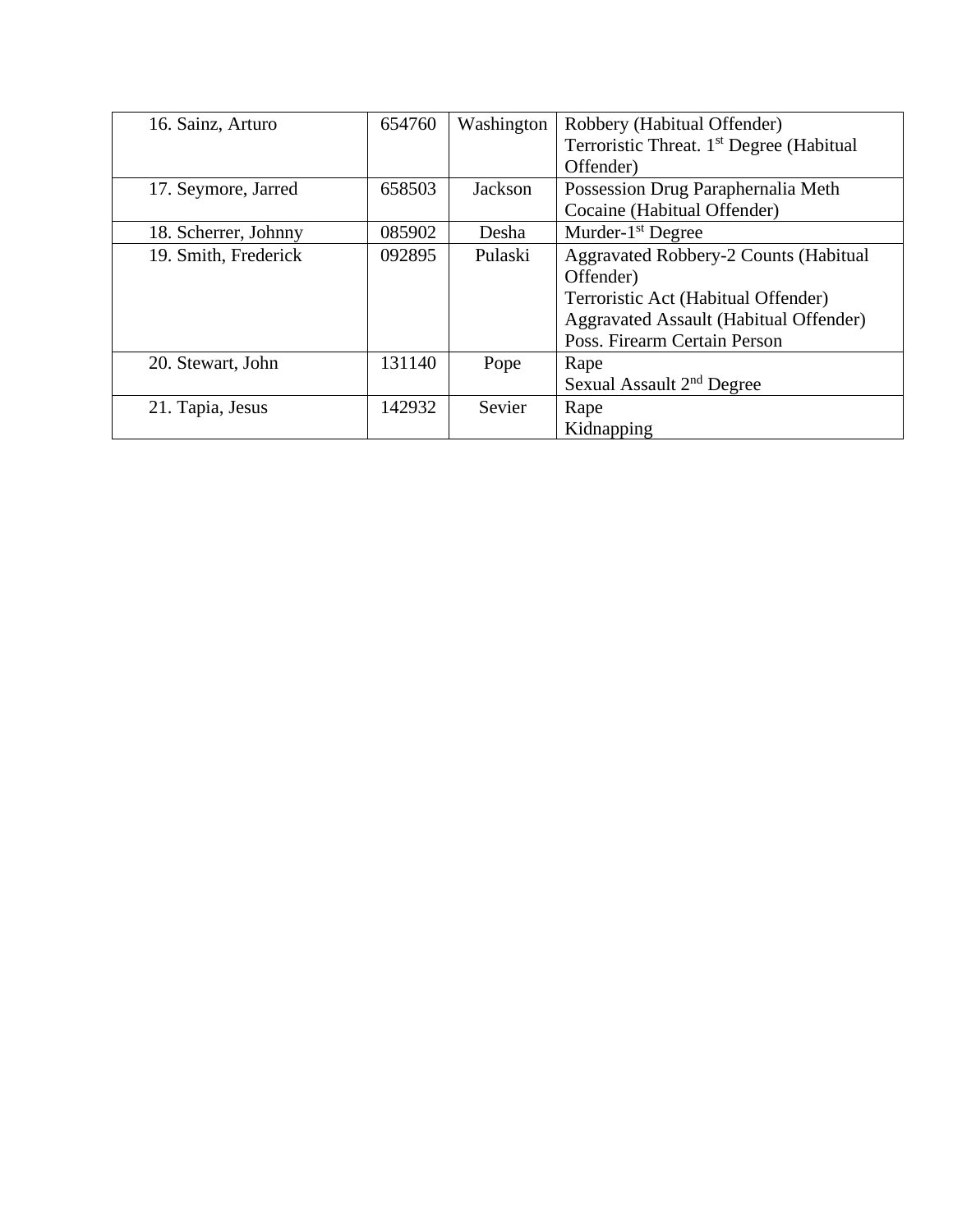| | | | |
|---|---|---|---|
| 16. Sainz, Arturo | 654760 | Washington | Robbery (Habitual Offender)<br>Terroristic Threat. 1st Degree (Habitual Offender) |
| 17. Seymore, Jarred | 658503 | Jackson | Possession Drug Paraphernalia Meth Cocaine (Habitual Offender) |
| 18. Scherrer, Johnny | 085902 | Desha | Murder-1st Degree |
| 19. Smith, Frederick | 092895 | Pulaski | Aggravated Robbery-2 Counts (Habitual Offender)<br>Terroristic Act (Habitual Offender)<br>Aggravated Assault (Habitual Offender)<br>Poss. Firearm Certain Person |
| 20. Stewart, John | 131140 | Pope | Rape<br>Sexual Assault 2nd Degree |
| 21. Tapia, Jesus | 142932 | Sevier | Rape<br>Kidnapping |